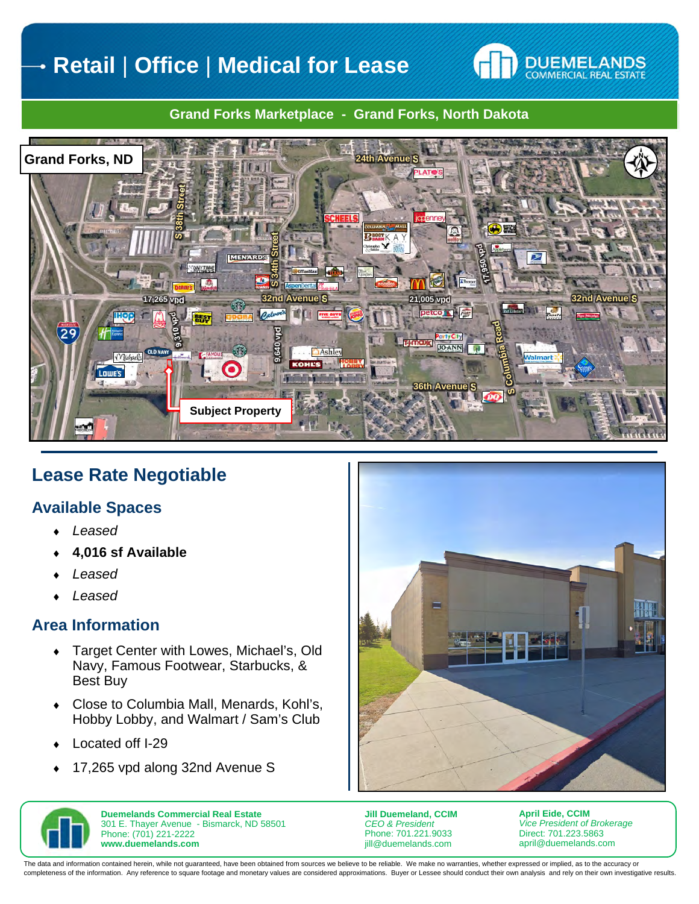# Retail | Office | Medical for Lease

DUEMELANDS COMMERCIAL REAL ESTATE

**Grand Forks Marketplace - Grand Forks, North Dakota**

## Lease Rate Negotiable

### Available Spaces

- *Leased*
- **4,016 sf Available**
- *Leased*
- *Leased*

### Area Information

- Target Center with Lowes, Michael's, Old Navy, Famous Footwear, Starbucks, & Best Buy
- Close to Columbia Mall, Menards, Kohl's, Hobby Lobby, and Walmart / Sam's Club
- Located off I-29
- 17,265 vpd along 32nd Avenue S

**Duemelands Commercial Real Estate**
301 E. Thayer Avenue - Bismarck, ND 58501
Phone: (701) 221-2222
**www.duemelands.com**

**Jill Duemeland, CCIM**
*CEO & President*
Phone: 701.221.9033
jill@duemelands.com

**April Eide, CCIM**
*Vice President of Brokerage*
Direct: 701.223.5863
april@duemelands.com

The data and information contained herein, while not guaranteed, have been obtained from sources we believe to be reliable. We make no warranties, whether expressed or implied, as to the accuracy or completeness of the information. Any reference to square footage and monetary values are considered approximations. Buyer or Lessee should conduct their own analysis and rely on their own investigative results.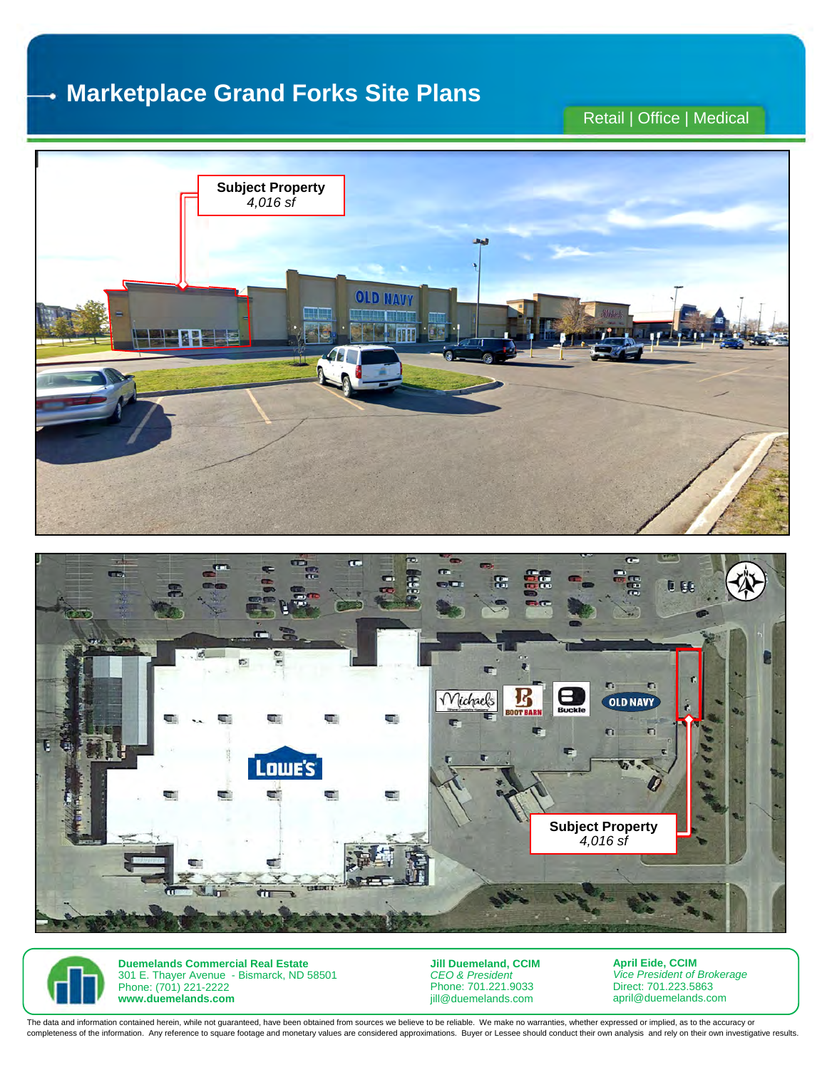# Marketplace Grand Forks Site Plans

Retail | Office | Medical

**Subject Property**
*4,016 sf*

**Subject Property**
*4,016 sf*

**Duemelands Commercial Real Estate**
301 E. Thayer Avenue - Bismarck, ND 58501
Phone: (701) 221-2222
**www.duemelands.com**

**Jill Duemeland, CCIM**
*CEO & President*
Phone: 701.221.9033
jill@duemelands.com

**April Eide, CCIM**
*Vice President of Brokerage*
Direct: 701.223.5863
april@duemelands.com

The data and information contained herein, while not guaranteed, have been obtained from sources we believe to be reliable. We make no warranties, whether expressed or implied, as to the accuracy or completeness of the information. Any reference to square footage and monetary values are considered approximations. Buyer or Lessee should conduct their own analysis and rely on their own investigative results.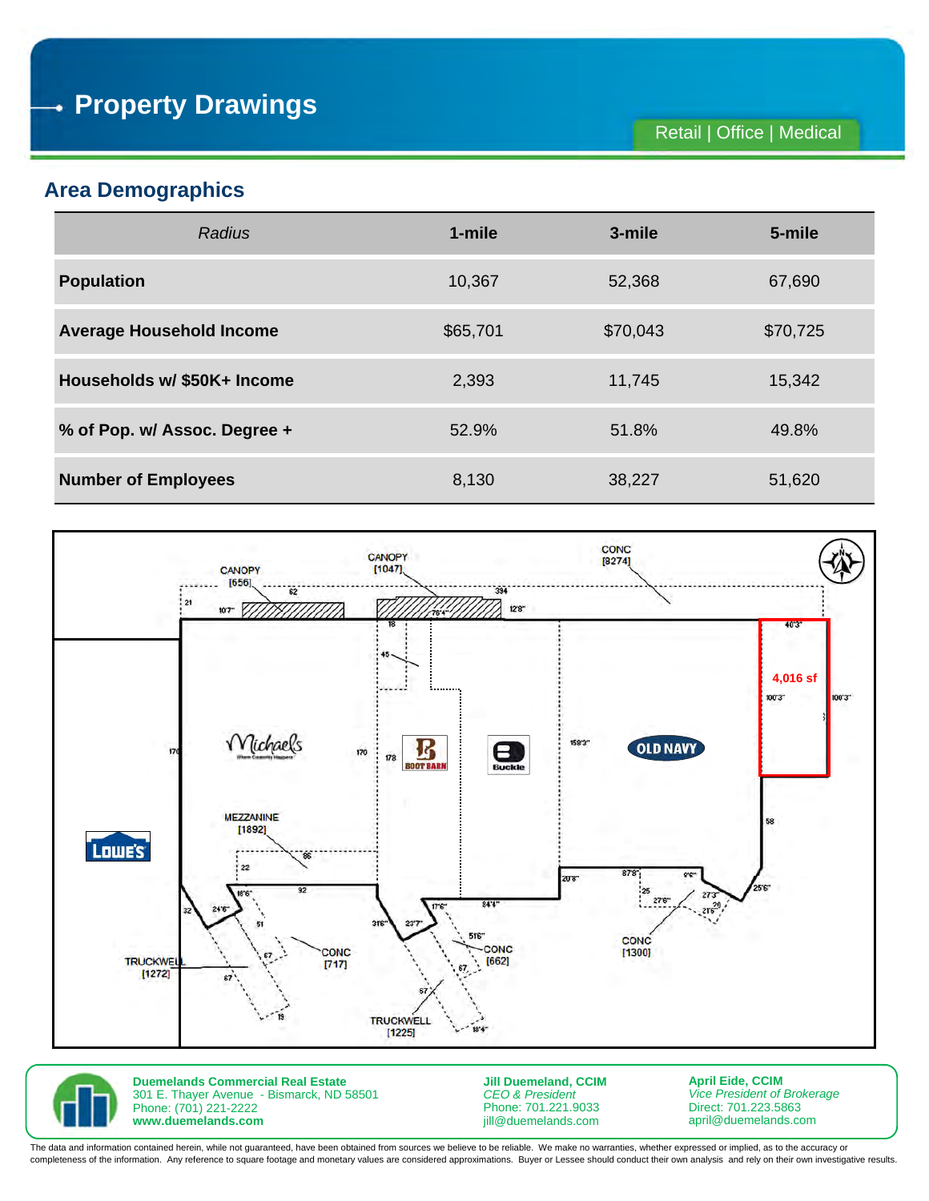# Property Drawings

Retail | Office | Medical

## Area Demographics

| *Radius* | 1-mile | 3-mile | 5-mile |
|---|---|---|---|
| **Population** | 10,367 | 52,368 | 67,690 |
| **Average Household Income** | $65,701 | $70,043 | $70,725 |
| **Households w/ $50K+ Income** | 2,393 | 11,745 | 15,342 |
| **% of Pop. w/ Assoc. Degree +** | 52.9% | 51.8% | 49.8% |
| **Number of Employees** | 8,130 | 38,227 | 51,620 |

CANOPY [656]
CANOPY [1047]
CONC [8274]
4,016 sf
Michaels
BOOT BARN
Buckle
OLD NAVY
LOWE'S
MEZZANINE [1892]
CONC [717]
CONC [662]
CONC [1300]
TRUCKWELL [1272]
TRUCKWELL [1225]

**Duemelands Commercial Real Estate**
301 E. Thayer Avenue - Bismarck, ND 58501
Phone: (701) 221-2222
**www.duemelands.com**

**Jill Duemeland, CCIM**
*CEO & President*
Phone: 701.221.9033
jill@duemelands.com

**April Eide, CCIM**
*Vice President of Brokerage*
Direct: 701.223.5863
april@duemelands.com

The data and information contained herein, while not guaranteed, have been obtained from sources we believe to be reliable. We make no warranties, whether expressed or implied, as to the accuracy or completeness of the information. Any reference to square footage and monetary values are considered approximations. Buyer or Lessee should conduct their own analysis and rely on their own investigative results.